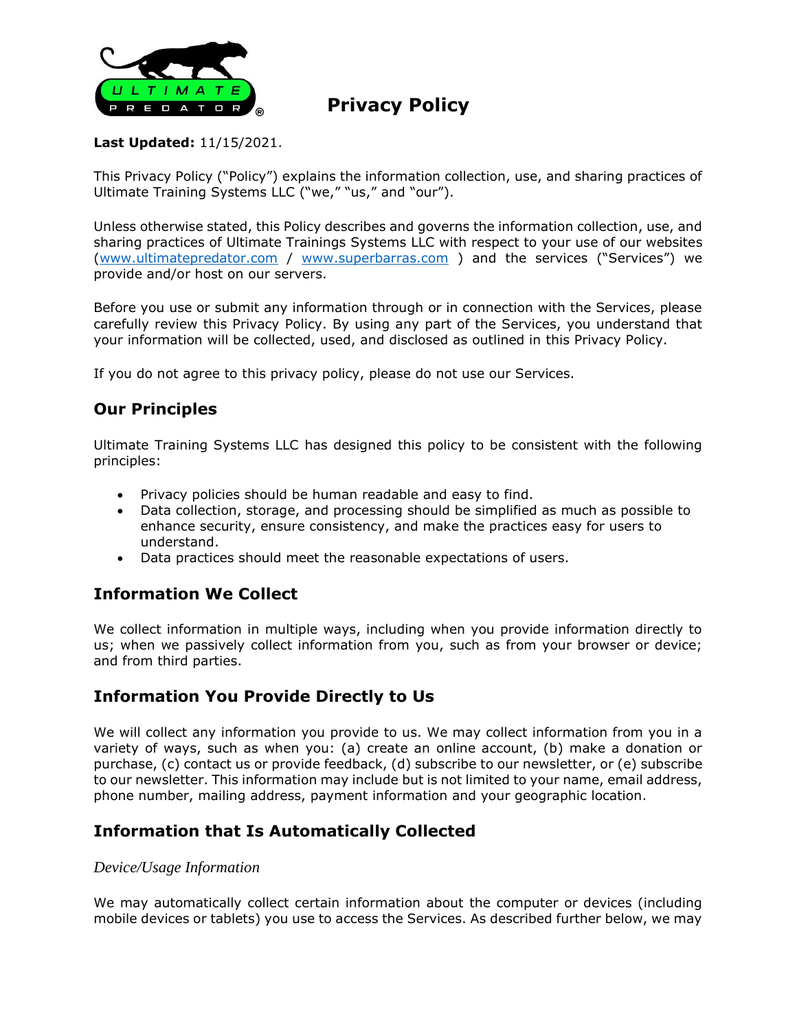# Privacy Policy

**Last Updated:** 11/15/2021.

This Privacy Policy ("Policy") explains the information collection, use, and sharing practices of Ultimate Training Systems LLC ("we," "us," and "our").

Unless otherwise stated, this Policy describes and governs the information collection, use, and sharing practices of Ultimate Trainings Systems LLC with respect to your use of our websites (www.ultimatepredator.com / www.superbarras.com ) and the services ("Services") we provide and/or host on our servers.

Before you use or submit any information through or in connection with the Services, please carefully review this Privacy Policy. By using any part of the Services, you understand that your information will be collected, used, and disclosed as outlined in this Privacy Policy.

If you do not agree to this privacy policy, please do not use our Services.

## Our Principles

Ultimate Training Systems LLC has designed this policy to be consistent with the following principles:

- Privacy policies should be human readable and easy to find.
- Data collection, storage, and processing should be simplified as much as possible to enhance security, ensure consistency, and make the practices easy for users to understand.
- Data practices should meet the reasonable expectations of users.

## Information We Collect

We collect information in multiple ways, including when you provide information directly to us; when we passively collect information from you, such as from your browser or device; and from third parties.

## Information You Provide Directly to Us

We will collect any information you provide to us. We may collect information from you in a variety of ways, such as when you: (a) create an online account, (b) make a donation or purchase, (c) contact us or provide feedback, (d) subscribe to our newsletter, or (e) subscribe to our newsletter. This information may include but is not limited to your name, email address, phone number, mailing address, payment information and your geographic location.

## Information that Is Automatically Collected

*Device/Usage Information*

We may automatically collect certain information about the computer or devices (including mobile devices or tablets) you use to access the Services. As described further below, we may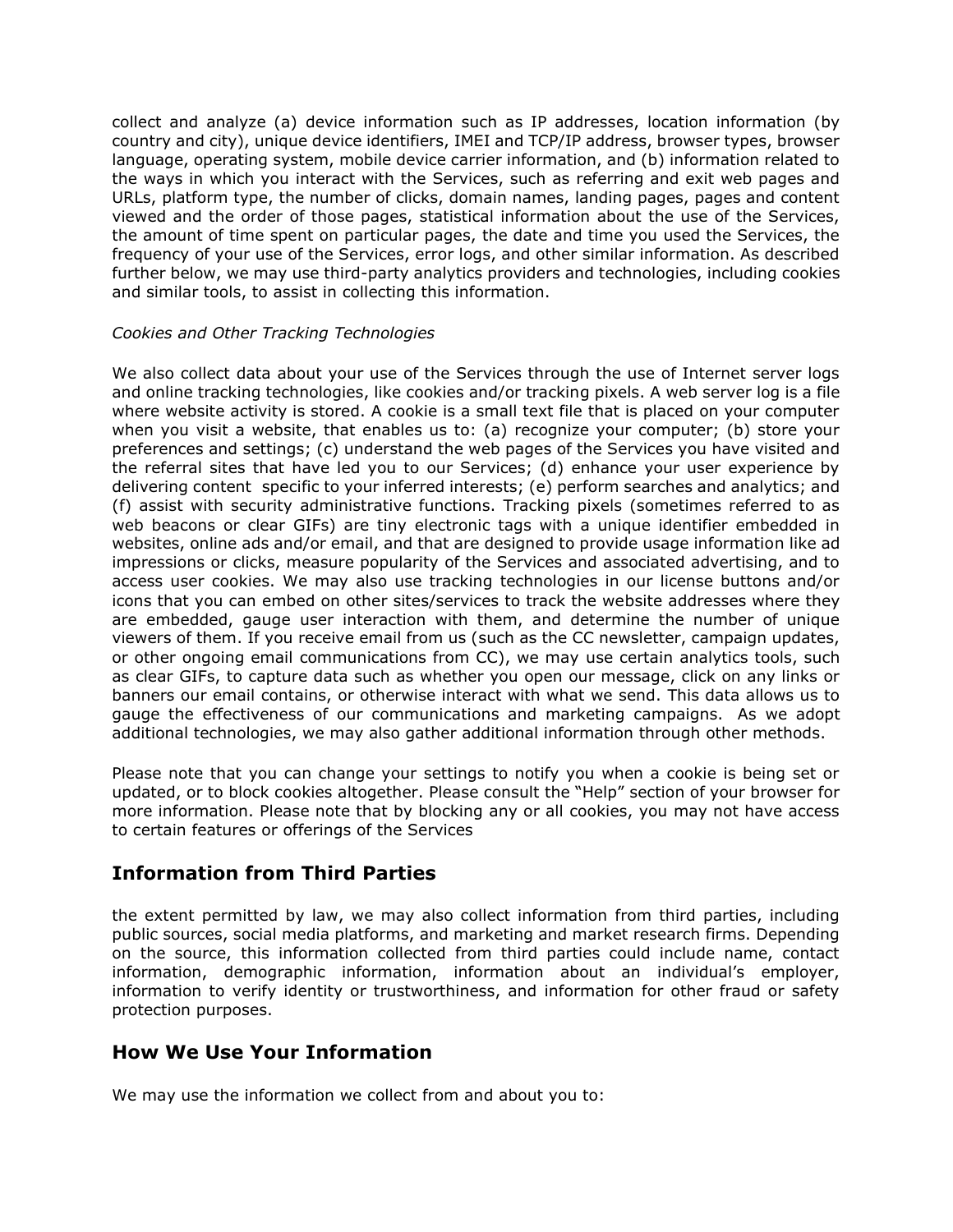collect and analyze (a) device information such as IP addresses, location information (by country and city), unique device identifiers, IMEI and TCP/IP address, browser types, browser language, operating system, mobile device carrier information, and (b) information related to the ways in which you interact with the Services, such as referring and exit web pages and URLs, platform type, the number of clicks, domain names, landing pages, pages and content viewed and the order of those pages, statistical information about the use of the Services, the amount of time spent on particular pages, the date and time you used the Services, the frequency of your use of the Services, error logs, and other similar information. As described further below, we may use third-party analytics providers and technologies, including cookies and similar tools, to assist in collecting this information.

*Cookies and Other Tracking Technologies*

We also collect data about your use of the Services through the use of Internet server logs and online tracking technologies, like cookies and/or tracking pixels. A web server log is a file where website activity is stored. A cookie is a small text file that is placed on your computer when you visit a website, that enables us to: (a) recognize your computer; (b) store your preferences and settings; (c) understand the web pages of the Services you have visited and the referral sites that have led you to our Services; (d) enhance your user experience by delivering content specific to your inferred interests; (e) perform searches and analytics; and (f) assist with security administrative functions. Tracking pixels (sometimes referred to as web beacons or clear GIFs) are tiny electronic tags with a unique identifier embedded in websites, online ads and/or email, and that are designed to provide usage information like ad impressions or clicks, measure popularity of the Services and associated advertising, and to access user cookies. We may also use tracking technologies in our license buttons and/or icons that you can embed on other sites/services to track the website addresses where they are embedded, gauge user interaction with them, and determine the number of unique viewers of them. If you receive email from us (such as the CC newsletter, campaign updates, or other ongoing email communications from CC), we may use certain analytics tools, such as clear GIFs, to capture data such as whether you open our message, click on any links or banners our email contains, or otherwise interact with what we send. This data allows us to gauge the effectiveness of our communications and marketing campaigns. As we adopt additional technologies, we may also gather additional information through other methods.

Please note that you can change your settings to notify you when a cookie is being set or updated, or to block cookies altogether. Please consult the "Help" section of your browser for more information. Please note that by blocking any or all cookies, you may not have access to certain features or offerings of the Services

## Information from Third Parties

the extent permitted by law, we may also collect information from third parties, including public sources, social media platforms, and marketing and market research firms. Depending on the source, this information collected from third parties could include name, contact information, demographic information, information about an individual's employer, information to verify identity or trustworthiness, and information for other fraud or safety protection purposes.

## How We Use Your Information

We may use the information we collect from and about you to: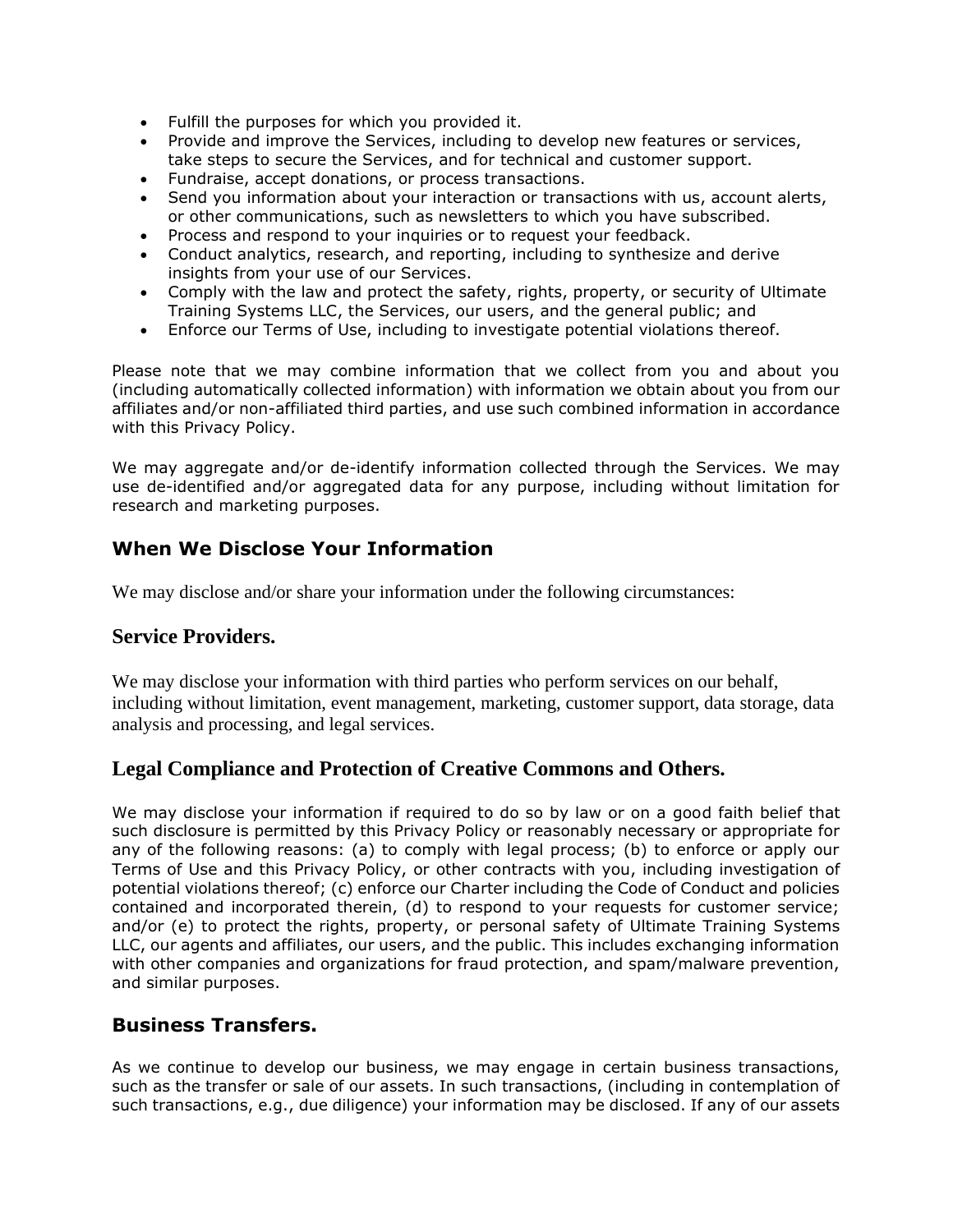- Fulfill the purposes for which you provided it.
- Provide and improve the Services, including to develop new features or services, take steps to secure the Services, and for technical and customer support.
- Fundraise, accept donations, or process transactions.
- Send you information about your interaction or transactions with us, account alerts, or other communications, such as newsletters to which you have subscribed.
- Process and respond to your inquiries or to request your feedback.
- Conduct analytics, research, and reporting, including to synthesize and derive insights from your use of our Services.
- Comply with the law and protect the safety, rights, property, or security of Ultimate Training Systems LLC, the Services, our users, and the general public; and
- Enforce our Terms of Use, including to investigate potential violations thereof.

Please note that we may combine information that we collect from you and about you (including automatically collected information) with information we obtain about you from our affiliates and/or non-affiliated third parties, and use such combined information in accordance with this Privacy Policy.

We may aggregate and/or de-identify information collected through the Services. We may use de-identified and/or aggregated data for any purpose, including without limitation for research and marketing purposes.

## When We Disclose Your Information

We may disclose and/or share your information under the following circumstances:

## Service Providers.

We may disclose your information with third parties who perform services on our behalf, including without limitation, event management, marketing, customer support, data storage, data analysis and processing, and legal services.

## Legal Compliance and Protection of Creative Commons and Others.

We may disclose your information if required to do so by law or on a good faith belief that such disclosure is permitted by this Privacy Policy or reasonably necessary or appropriate for any of the following reasons: (a) to comply with legal process; (b) to enforce or apply our Terms of Use and this Privacy Policy, or other contracts with you, including investigation of potential violations thereof; (c) enforce our Charter including the Code of Conduct and policies contained and incorporated therein, (d) to respond to your requests for customer service; and/or (e) to protect the rights, property, or personal safety of Ultimate Training Systems LLC, our agents and affiliates, our users, and the public. This includes exchanging information with other companies and organizations for fraud protection, and spam/malware prevention, and similar purposes.

## Business Transfers.

As we continue to develop our business, we may engage in certain business transactions, such as the transfer or sale of our assets. In such transactions, (including in contemplation of such transactions, e.g., due diligence) your information may be disclosed. If any of our assets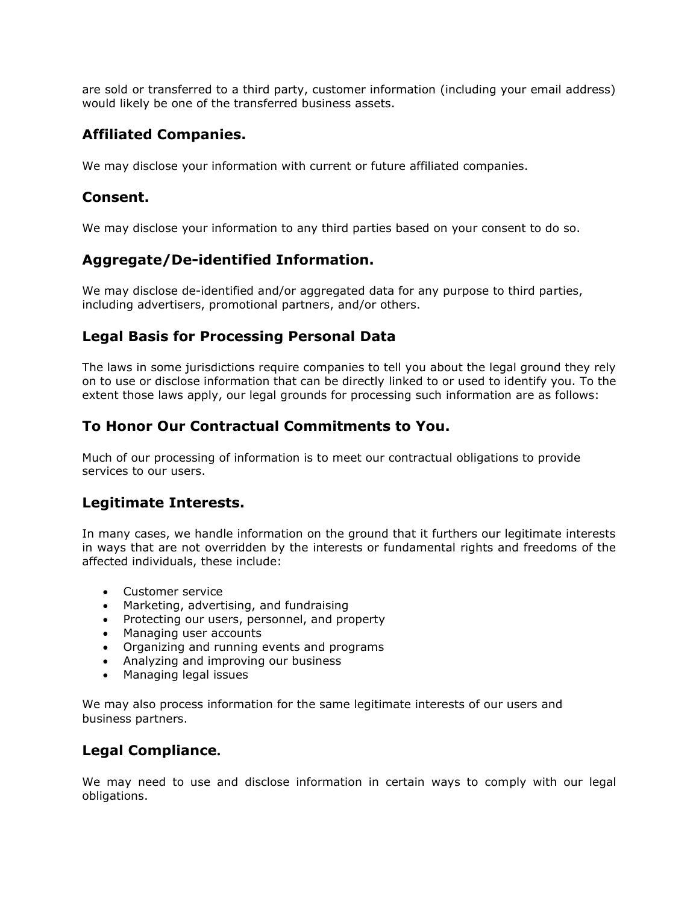are sold or transferred to a third party, customer information (including your email address) would likely be one of the transferred business assets.

## Affiliated Companies.

We may disclose your information with current or future affiliated companies.

## Consent.

We may disclose your information to any third parties based on your consent to do so.

## Aggregate/De-identified Information.

We may disclose de-identified and/or aggregated data for any purpose to third parties, including advertisers, promotional partners, and/or others.

## Legal Basis for Processing Personal Data

The laws in some jurisdictions require companies to tell you about the legal ground they rely on to use or disclose information that can be directly linked to or used to identify you. To the extent those laws apply, our legal grounds for processing such information are as follows:

## To Honor Our Contractual Commitments to You.

Much of our processing of information is to meet our contractual obligations to provide services to our users.

## Legitimate Interests.

In many cases, we handle information on the ground that it furthers our legitimate interests in ways that are not overridden by the interests or fundamental rights and freedoms of the affected individuals, these include:

- Customer service
- Marketing, advertising, and fundraising
- Protecting our users, personnel, and property
- Managing user accounts
- Organizing and running events and programs
- Analyzing and improving our business
- Managing legal issues

We may also process information for the same legitimate interests of our users and business partners.

## Legal Compliance.

We may need to use and disclose information in certain ways to comply with our legal obligations.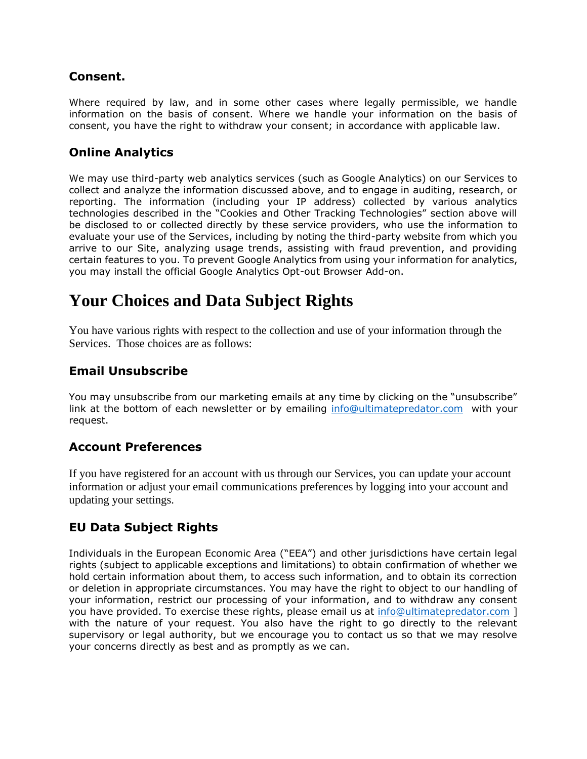### Consent.

Where required by law, and in some other cases where legally permissible, we handle information on the basis of consent. Where we handle your information on the basis of consent, you have the right to withdraw your consent; in accordance with applicable law.

### Online Analytics

We may use third-party web analytics services (such as Google Analytics) on our Services to collect and analyze the information discussed above, and to engage in auditing, research, or reporting. The information (including your IP address) collected by various analytics technologies described in the "Cookies and Other Tracking Technologies" section above will be disclosed to or collected directly by these service providers, who use the information to evaluate your use of the Services, including by noting the third-party website from which you arrive to our Site, analyzing usage trends, assisting with fraud prevention, and providing certain features to you. To prevent Google Analytics from using your information for analytics, you may install the official Google Analytics Opt-out Browser Add-on.

## Your Choices and Data Subject Rights

You have various rights with respect to the collection and use of your information through the Services. Those choices are as follows:

### Email Unsubscribe

You may unsubscribe from our marketing emails at any time by clicking on the "unsubscribe" link at the bottom of each newsletter or by emailing info@ultimatepredator.com with your request.

### Account Preferences

If you have registered for an account with us through our Services, you can update your account information or adjust your email communications preferences by logging into your account and updating your settings.

### EU Data Subject Rights

Individuals in the European Economic Area ("EEA") and other jurisdictions have certain legal rights (subject to applicable exceptions and limitations) to obtain confirmation of whether we hold certain information about them, to access such information, and to obtain its correction or deletion in appropriate circumstances. You may have the right to object to our handling of your information, restrict our processing of your information, and to withdraw any consent you have provided. To exercise these rights, please email us at info@ultimatepredator.com ] with the nature of your request. You also have the right to go directly to the relevant supervisory or legal authority, but we encourage you to contact us so that we may resolve your concerns directly as best and as promptly as we can.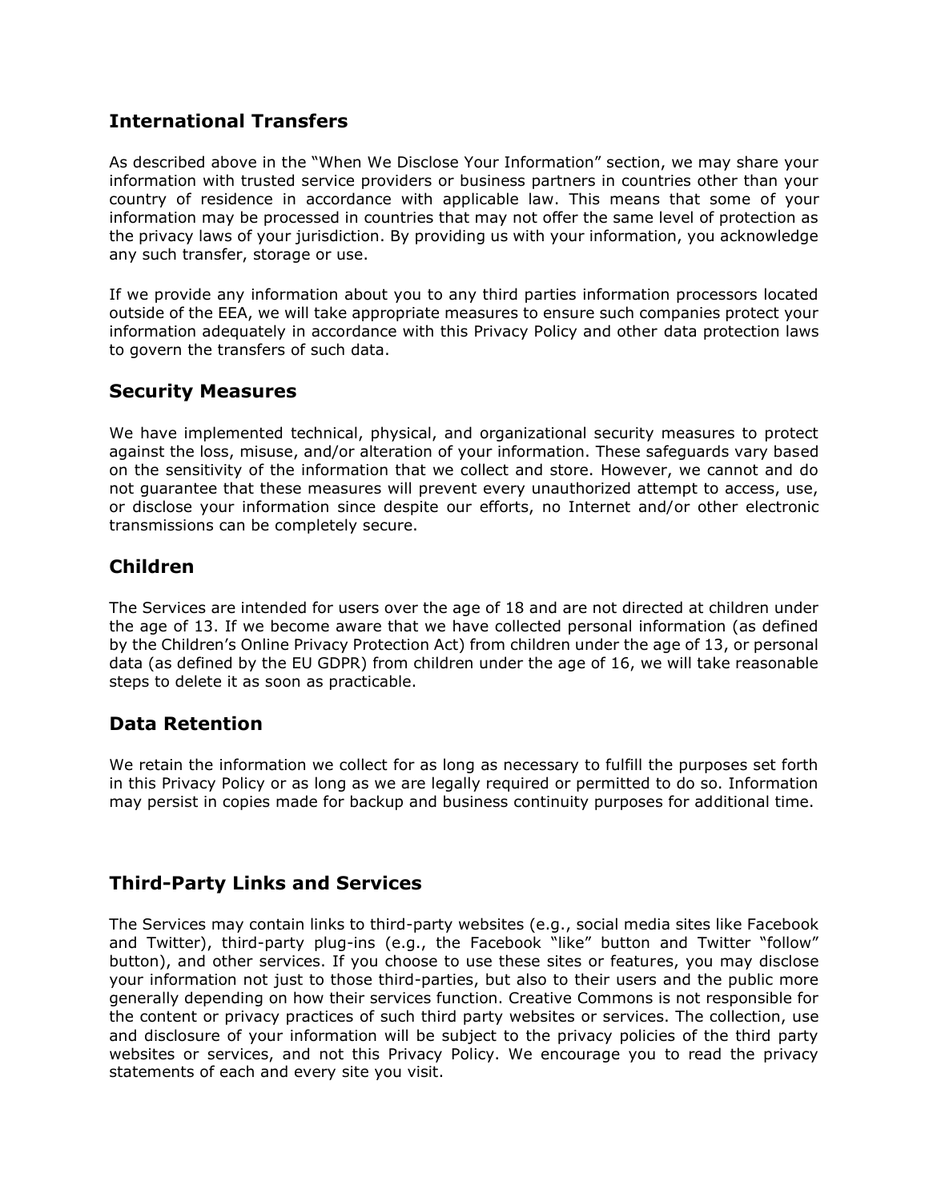## International Transfers

As described above in the "When We Disclose Your Information" section, we may share your information with trusted service providers or business partners in countries other than your country of residence in accordance with applicable law. This means that some of your information may be processed in countries that may not offer the same level of protection as the privacy laws of your jurisdiction. By providing us with your information, you acknowledge any such transfer, storage or use.

If we provide any information about you to any third parties information processors located outside of the EEA, we will take appropriate measures to ensure such companies protect your information adequately in accordance with this Privacy Policy and other data protection laws to govern the transfers of such data.

## Security Measures

We have implemented technical, physical, and organizational security measures to protect against the loss, misuse, and/or alteration of your information. These safeguards vary based on the sensitivity of the information that we collect and store. However, we cannot and do not guarantee that these measures will prevent every unauthorized attempt to access, use, or disclose your information since despite our efforts, no Internet and/or other electronic transmissions can be completely secure.

## Children

The Services are intended for users over the age of 18 and are not directed at children under the age of 13. If we become aware that we have collected personal information (as defined by the Children's Online Privacy Protection Act) from children under the age of 13, or personal data (as defined by the EU GDPR) from children under the age of 16, we will take reasonable steps to delete it as soon as practicable.

## Data Retention

We retain the information we collect for as long as necessary to fulfill the purposes set forth in this Privacy Policy or as long as we are legally required or permitted to do so. Information may persist in copies made for backup and business continuity purposes for additional time.

## Third-Party Links and Services

The Services may contain links to third-party websites (e.g., social media sites like Facebook and Twitter), third-party plug-ins (e.g., the Facebook "like" button and Twitter "follow" button), and other services. If you choose to use these sites or features, you may disclose your information not just to those third-parties, but also to their users and the public more generally depending on how their services function. Creative Commons is not responsible for the content or privacy practices of such third party websites or services. The collection, use and disclosure of your information will be subject to the privacy policies of the third party websites or services, and not this Privacy Policy. We encourage you to read the privacy statements of each and every site you visit.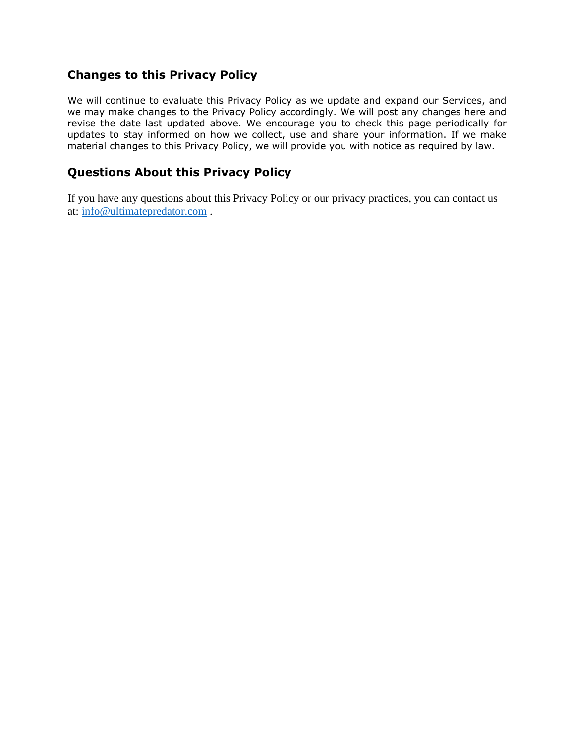## Changes to this Privacy Policy

We will continue to evaluate this Privacy Policy as we update and expand our Services, and we may make changes to the Privacy Policy accordingly. We will post any changes here and revise the date last updated above. We encourage you to check this page periodically for updates to stay informed on how we collect, use and share your information. If we make material changes to this Privacy Policy, we will provide you with notice as required by law.

## Questions About this Privacy Policy

If you have any questions about this Privacy Policy or our privacy practices, you can contact us at: info@ultimatepredator.com .